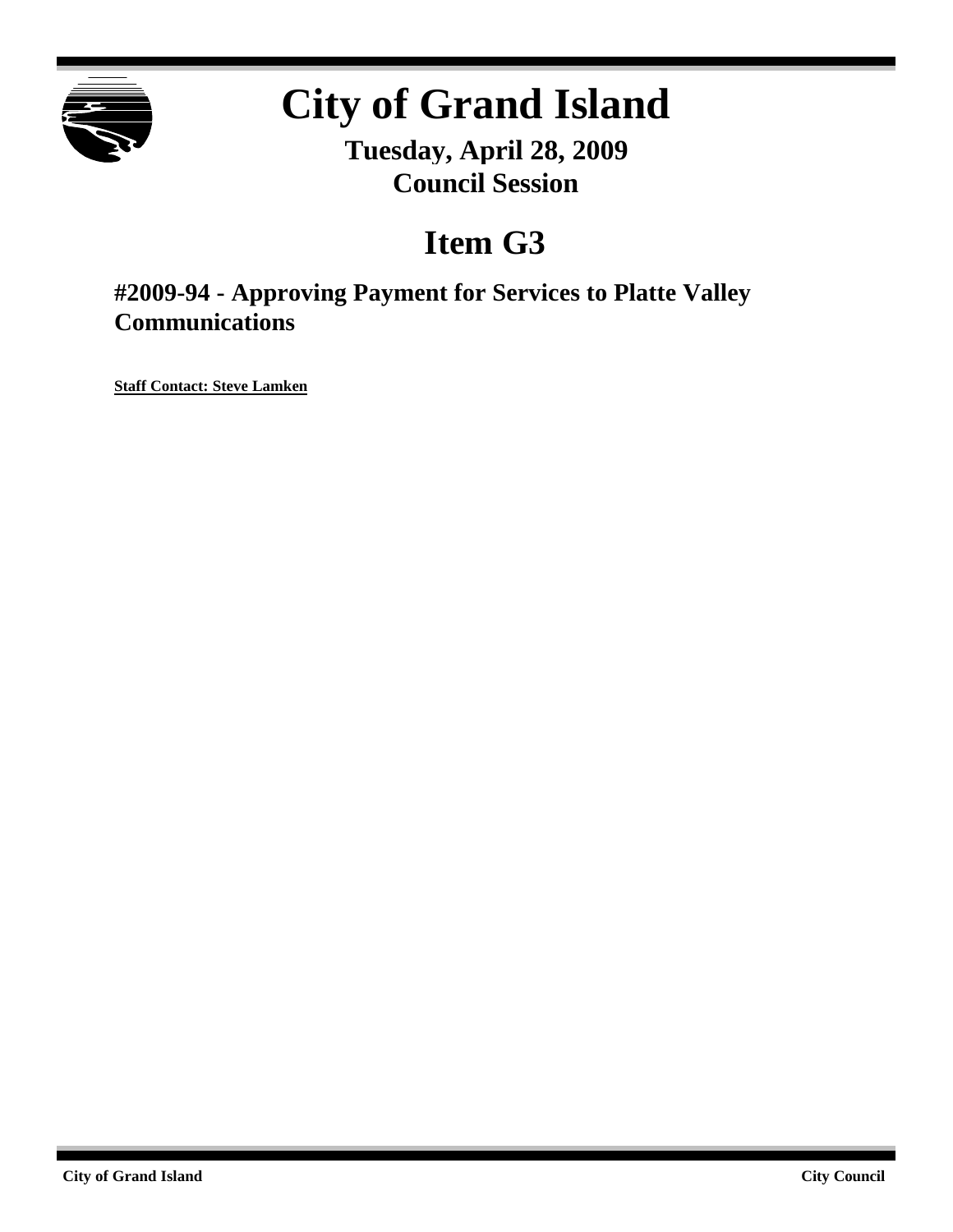# City of Grand Island

**Tuesday, April 28, 2009**
**Council Session**

## Item G3

### #2009-94 - Approving Payment for Services to Platte Valley Communications

**Staff Contact: Steve Lamken**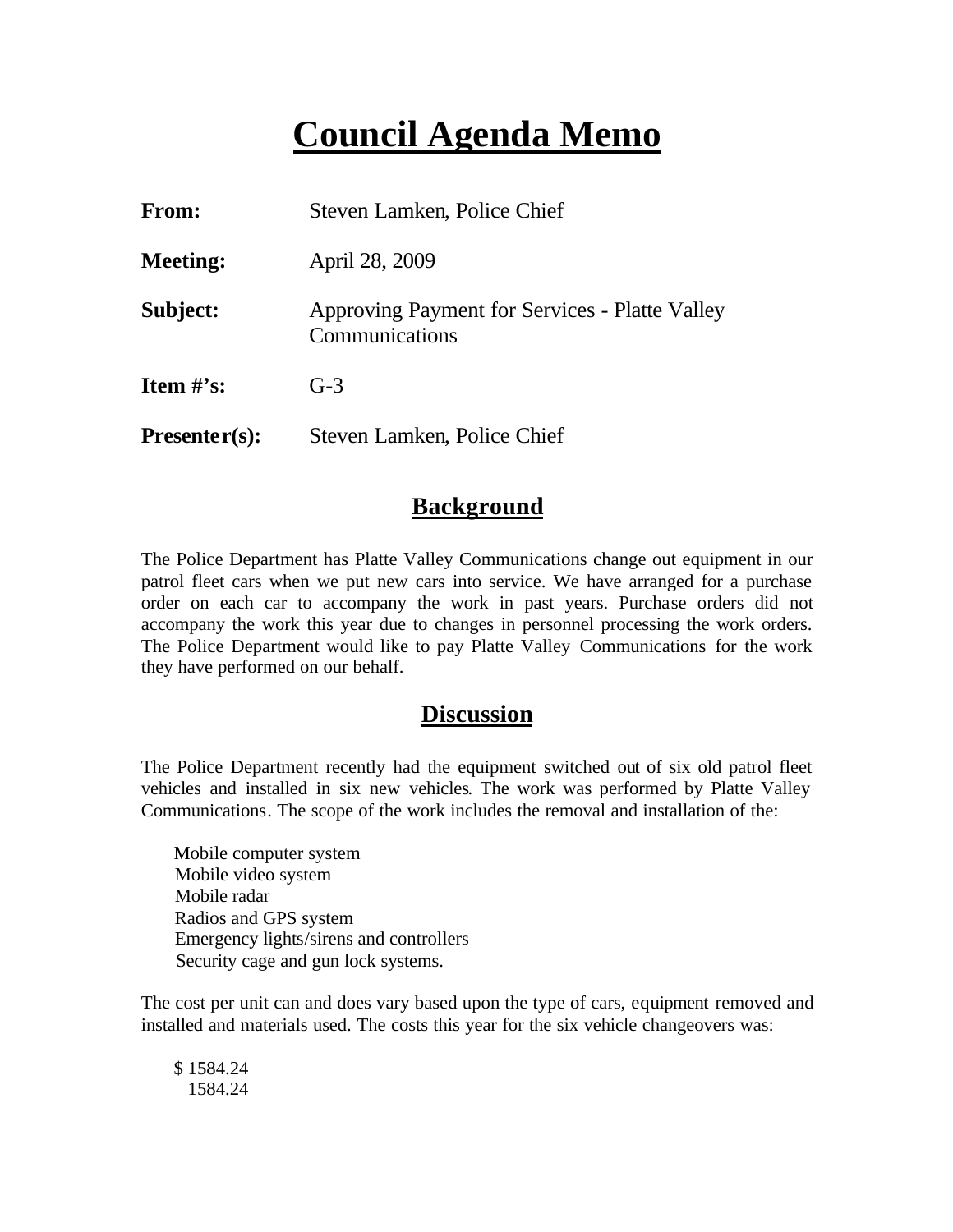# Council Agenda Memo

**From:** Steven Lamken, Police Chief

**Meeting:** April 28, 2009

**Subject:** Approving Payment for Services - Platte Valley Communications

**Item #'s:** G-3

**Presenter(s):** Steven Lamken, Police Chief

## Background

The Police Department has Platte Valley Communications change out equipment in our patrol fleet cars when we put new cars into service. We have arranged for a purchase order on each car to accompany the work in past years. Purchase orders did not accompany the work this year due to changes in personnel processing the work orders. The Police Department would like to pay Platte Valley Communications for the work they have performed on our behalf.

## Discussion

The Police Department recently had the equipment switched out of six old patrol fleet vehicles and installed in six new vehicles. The work was performed by Platte Valley Communications. The scope of the work includes the removal and installation of the:

Mobile computer system
Mobile video system
Mobile radar
Radios and GPS system
Emergency lights/sirens and controllers
Security cage and gun lock systems.

The cost per unit can and does vary based upon the type of cars, equipment removed and installed and materials used. The costs this year for the six vehicle changeovers was:

$ 1584.24
1584.24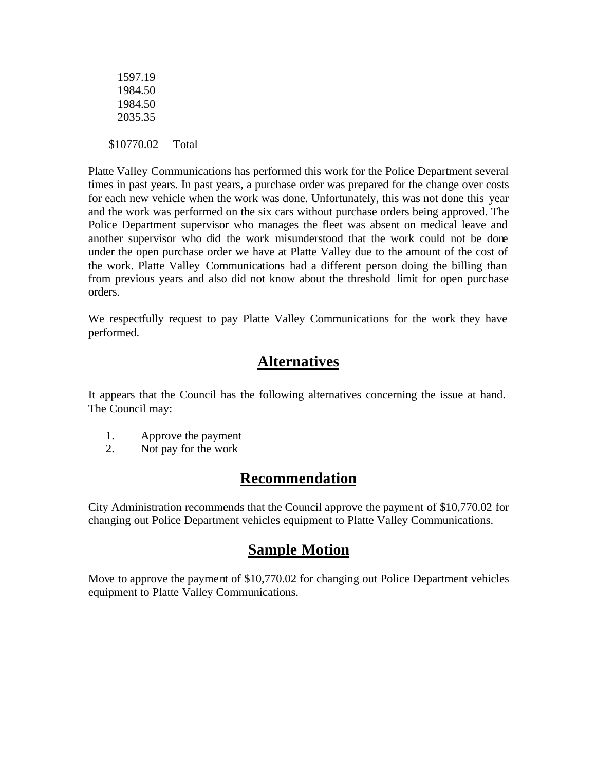1597.19
1984.50
1984.50
2035.35

$10770.02 Total

Platte Valley Communications has performed this work for the Police Department several times in past years. In past years, a purchase order was prepared for the change over costs for each new vehicle when the work was done. Unfortunately, this was not done this year and the work was performed on the six cars without purchase orders being approved. The Police Department supervisor who manages the fleet was absent on medical leave and another supervisor who did the work misunderstood that the work could not be done under the open purchase order we have at Platte Valley due to the amount of the cost of the work. Platte Valley Communications had a different person doing the billing than from previous years and also did not know about the threshold limit for open purchase orders.

We respectfully request to pay Platte Valley Communications for the work they have performed.

## Alternatives

It appears that the Council has the following alternatives concerning the issue at hand. The Council may:

1. Approve the payment
2. Not pay for the work

## Recommendation

City Administration recommends that the Council approve the payment of $10,770.02 for changing out Police Department vehicles equipment to Platte Valley Communications.

## Sample Motion

Move to approve the payment of $10,770.02 for changing out Police Department vehicles equipment to Platte Valley Communications.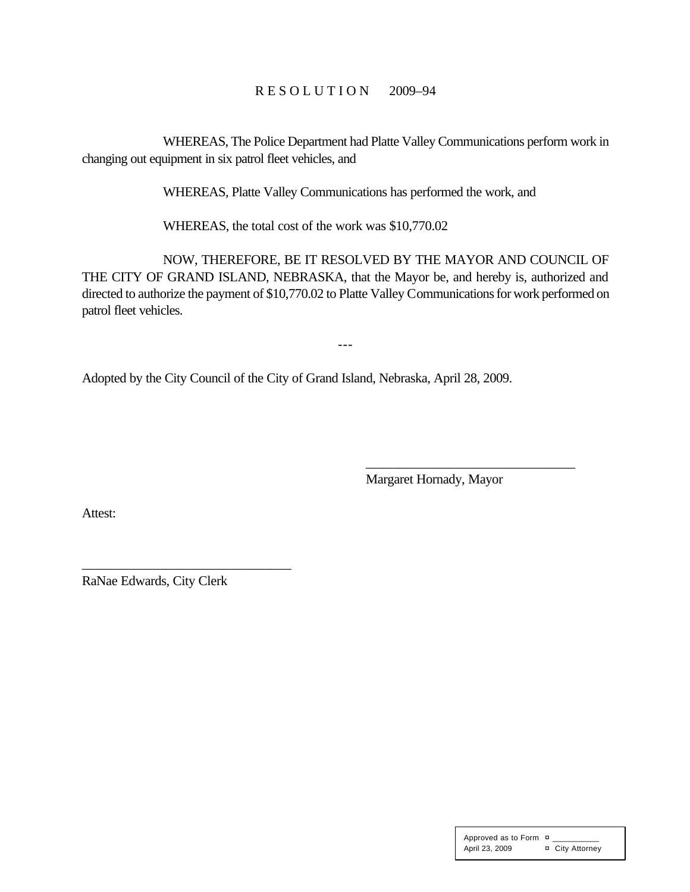# R E S O L U T I O N 2009–94

WHEREAS, The Police Department had Platte Valley Communications perform work in changing out equipment in six patrol fleet vehicles, and

WHEREAS, Platte Valley Communications has performed the work, and

WHEREAS, the total cost of the work was $10,770.02

NOW, THEREFORE, BE IT RESOLVED BY THE MAYOR AND COUNCIL OF THE CITY OF GRAND ISLAND, NEBRASKA, that the Mayor be, and hereby is, authorized and directed to authorize the payment of $10,770.02 to Platte Valley Communications for work performed on patrol fleet vehicles.

---

Adopted by the City Council of the City of Grand Island, Nebraska, April 28, 2009.

\_\_\_\_\_\_\_\_\_\_\_\_\_\_\_\_\_\_\_\_\_\_\_\_\_\_\_\_\_\_\_\_
Margaret Hornady, Mayor

Attest:

\_\_\_\_\_\_\_\_\_\_\_\_\_\_\_\_\_\_\_\_\_\_\_\_\_\_\_\_\_\_\_\_
RaNae Edwards, City Clerk

| | |
|---|---|
| Approved as to Form | ¤ \_\_\_\_\_\_\_\_\_\_ |
| April 23, 2009 | ¤ City Attorney |